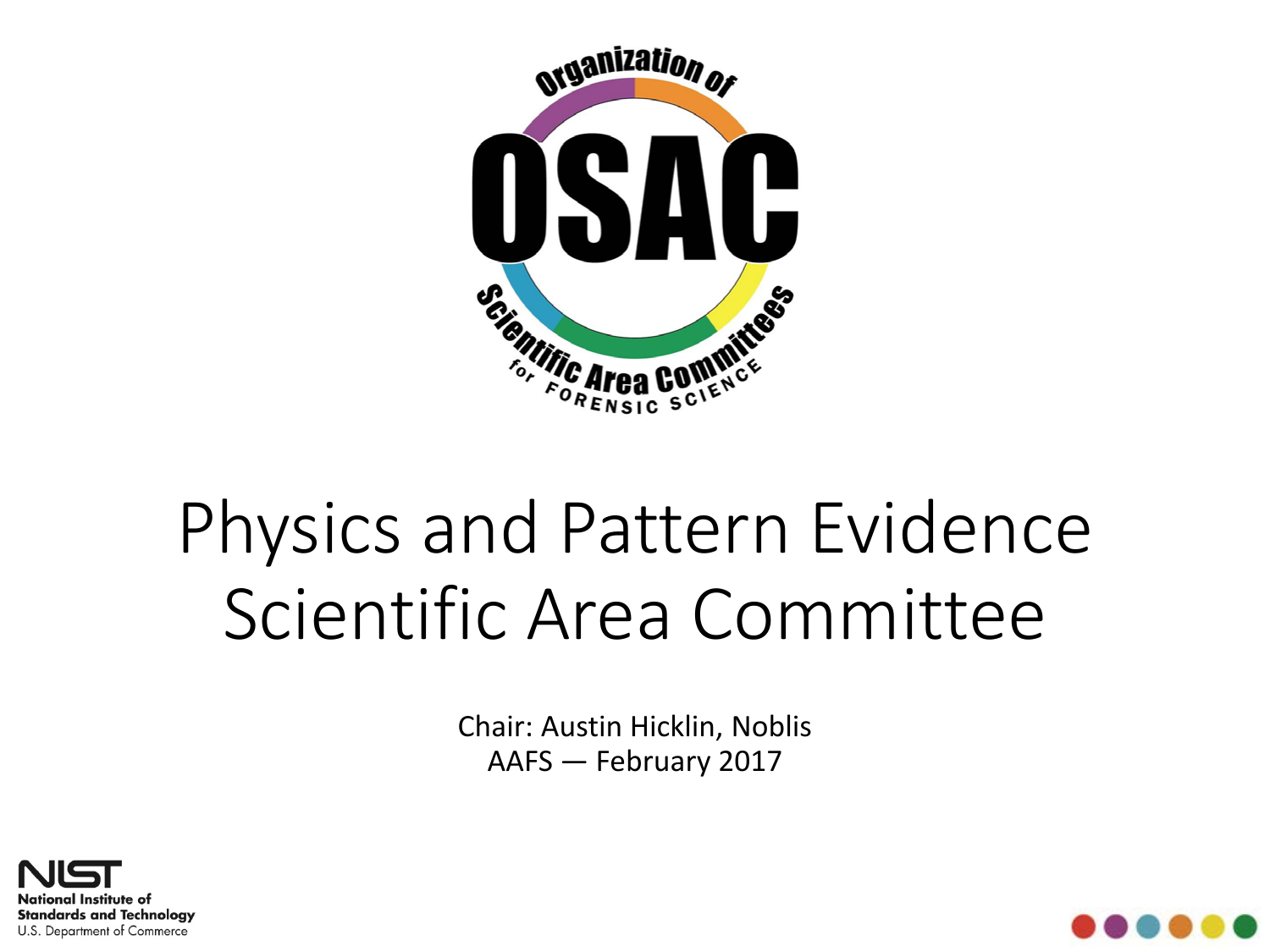# Physics and Pattern Evidence Scientific Area Committee

Chair: Austin Hicklin, Noblis

AAFS — February 2017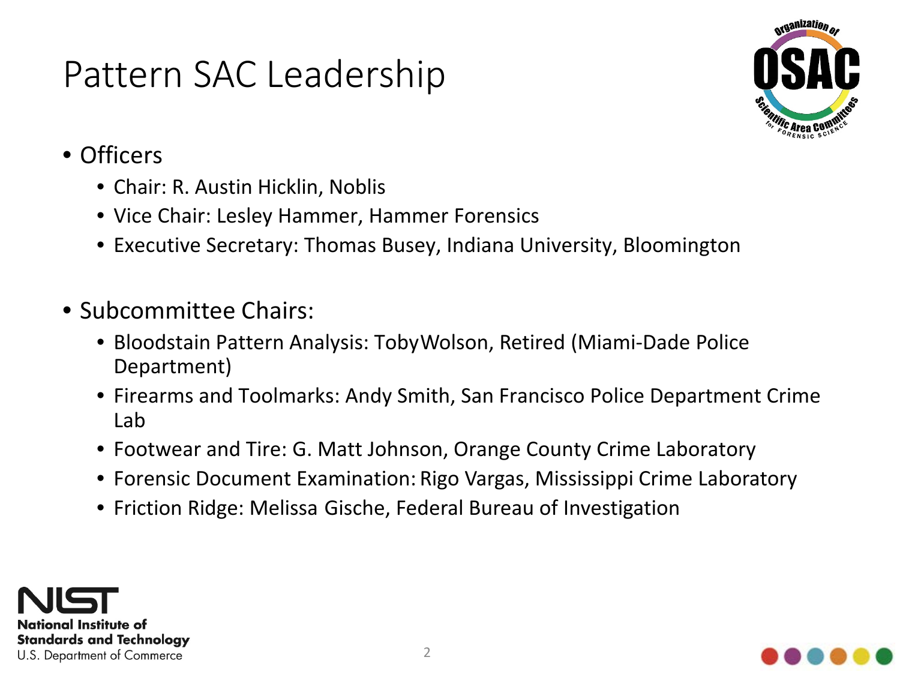# Pattern SAC Leadership

- Officers
  - Chair: R. Austin Hicklin, Noblis
  - Vice Chair: Lesley Hammer, Hammer Forensics
  - Executive Secretary: Thomas Busey, Indiana University, Bloomington
- Subcommittee Chairs:
  - Bloodstain Pattern Analysis: TobyWolson, Retired (Miami-Dade Police Department)
  - Firearms and Toolmarks: Andy Smith, San Francisco Police Department Crime Lab
  - Footwear and Tire: G. Matt Johnson, Orange County Crime Laboratory
  - Forensic Document Examination: Rigo Vargas, Mississippi Crime Laboratory
  - Friction Ridge: Melissa Gische, Federal Bureau of Investigation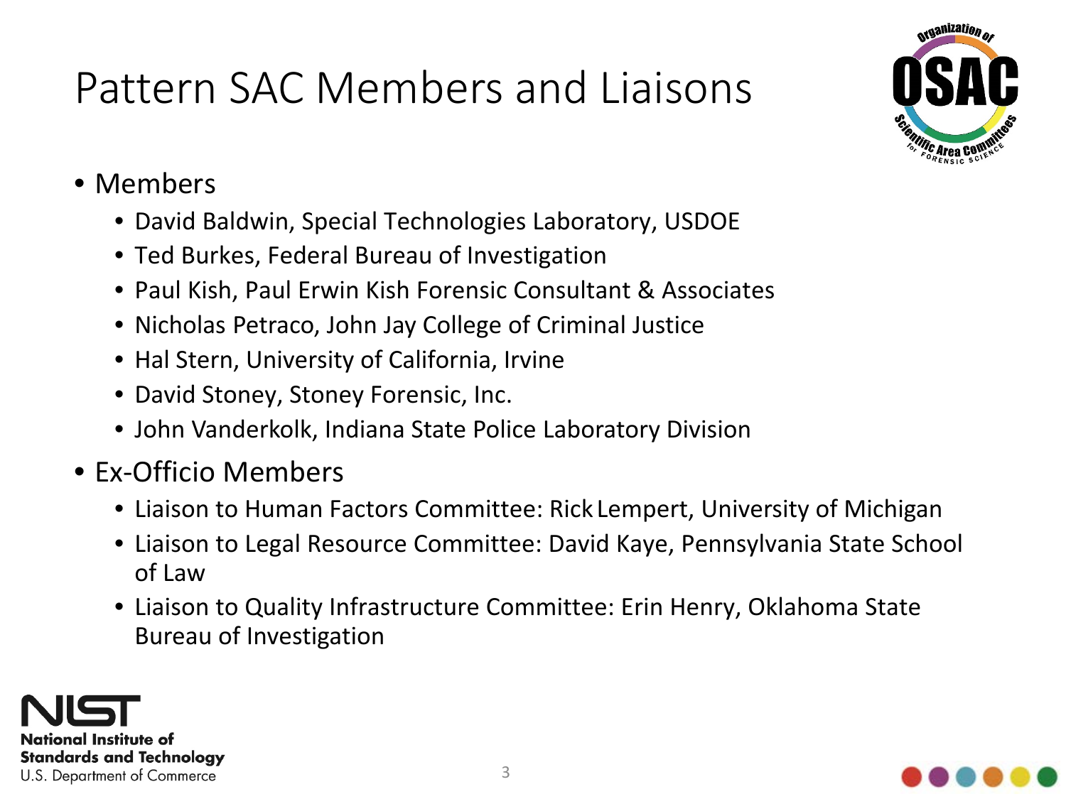# Pattern SAC Members and Liaisons

- Members
  - David Baldwin, Special Technologies Laboratory, USDOE
  - Ted Burkes, Federal Bureau of Investigation
  - Paul Kish, Paul Erwin Kish Forensic Consultant & Associates
  - Nicholas Petraco, John Jay College of Criminal Justice
  - Hal Stern, University of California, Irvine
  - David Stoney, Stoney Forensic, Inc.
  - John Vanderkolk, Indiana State Police Laboratory Division
- Ex-Officio Members
  - Liaison to Human Factors Committee: Rick Lempert, University of Michigan
  - Liaison to Legal Resource Committee: David Kaye, Pennsylvania State School of Law
  - Liaison to Quality Infrastructure Committee: Erin Henry, Oklahoma State Bureau of Investigation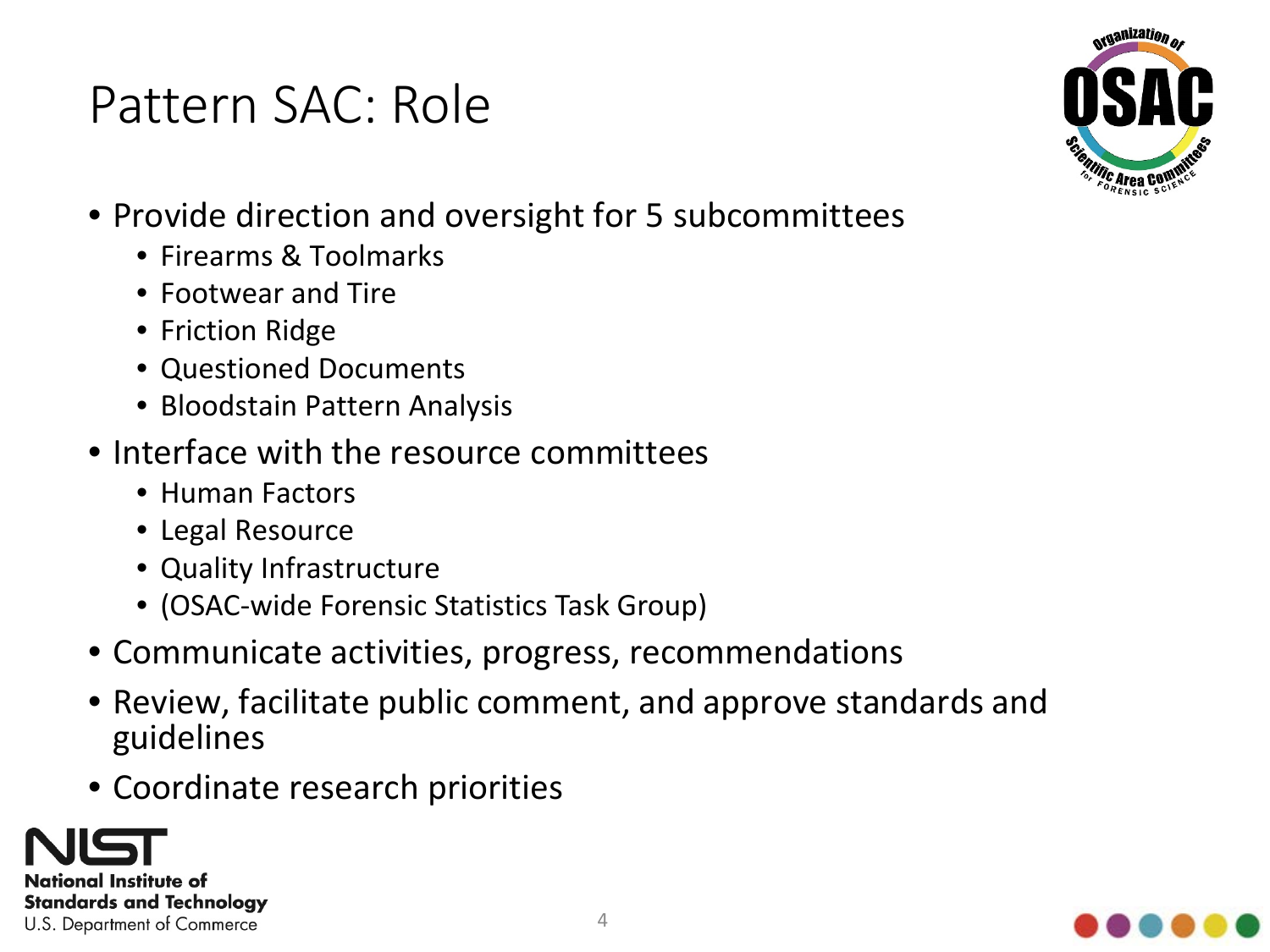# Pattern SAC: Role

- Provide direction and oversight for 5 subcommittees
  - Firearms & Toolmarks
  - Footwear and Tire
  - Friction Ridge
  - Questioned Documents
  - Bloodstain Pattern Analysis
- Interface with the resource committees
  - Human Factors
  - Legal Resource
  - Quality Infrastructure
  - (OSAC-wide Forensic Statistics Task Group)
- Communicate activities, progress, recommendations
- Review, facilitate public comment, and approve standards and guidelines
- Coordinate research priorities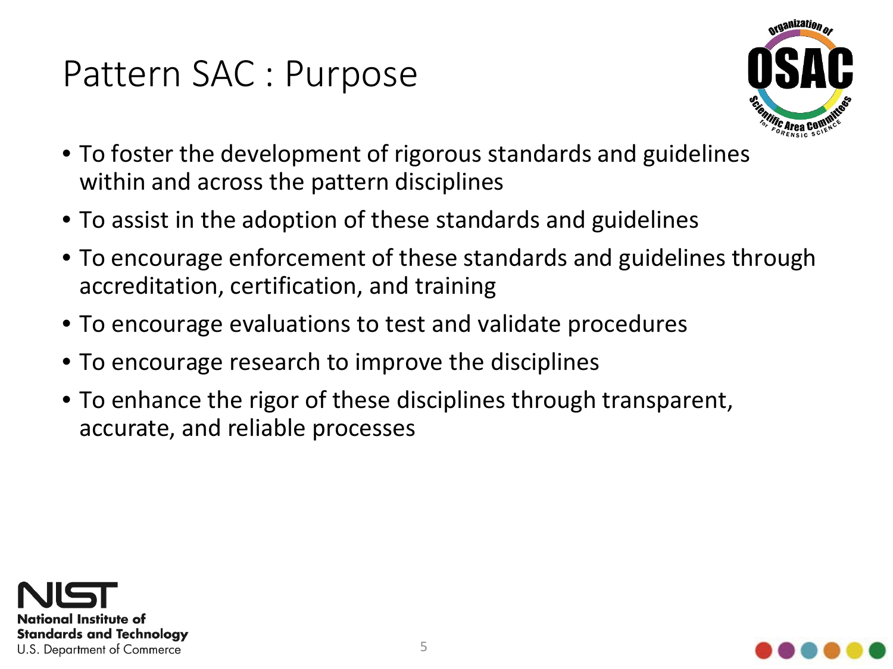# Pattern SAC : Purpose

- To foster the development of rigorous standards and guidelines within and across the pattern disciplines
- To assist in the adoption of these standards and guidelines
- To encourage enforcement of these standards and guidelines through accreditation, certification, and training
- To encourage evaluations to test and validate procedures
- To encourage research to improve the disciplines
- To enhance the rigor of these disciplines through transparent, accurate, and reliable processes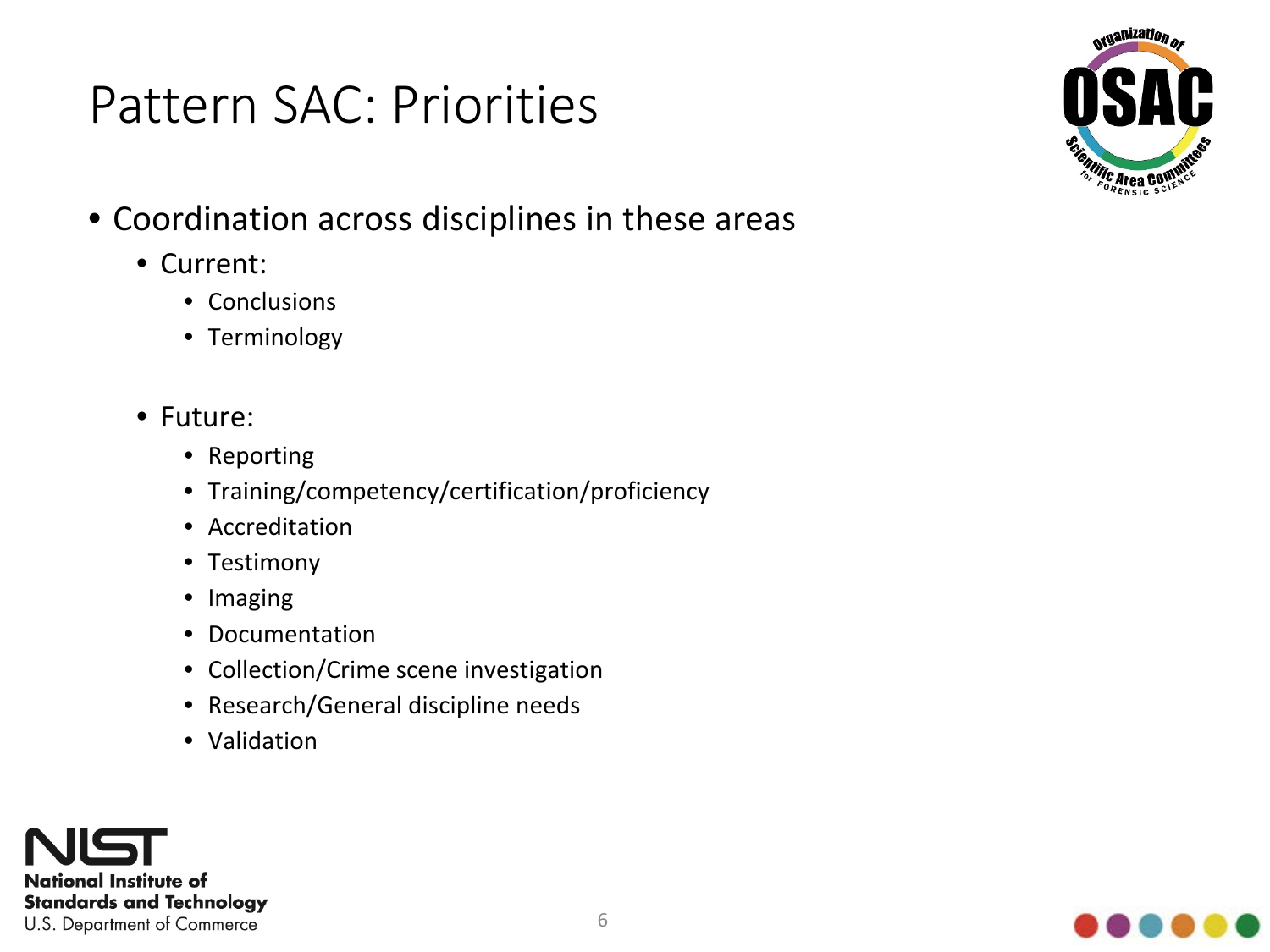# Pattern SAC: Priorities

- Coordination across disciplines in these areas
  - Current:
    - Conclusions
    - Terminology
  - Future:
    - Reporting
    - Training/competency/certification/proficiency
    - Accreditation
    - Testimony
    - Imaging
    - Documentation
    - Collection/Crime scene investigation
    - Research/General discipline needs
    - Validation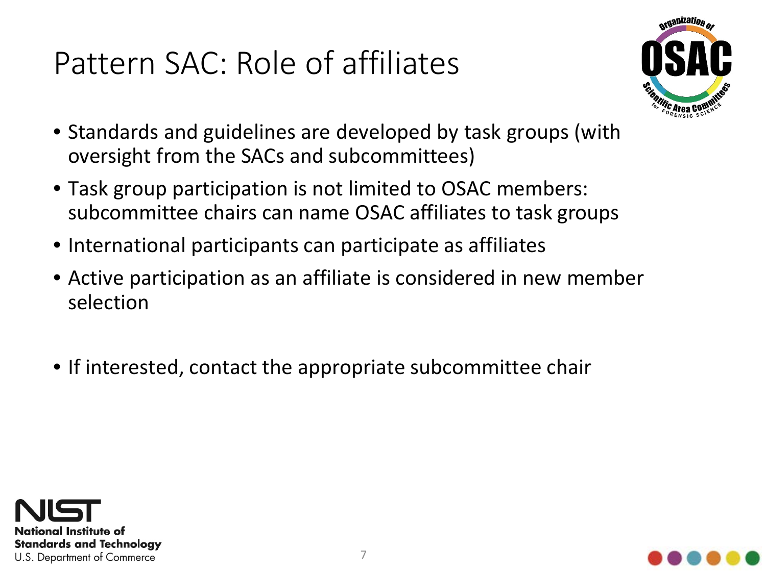# Pattern SAC: Role of affiliates

- Standards and guidelines are developed by task groups (with oversight from the SACs and subcommittees)
- Task group participation is not limited to OSAC members: subcommittee chairs can name OSAC affiliates to task groups
- International participants can participate as affiliates
- Active participation as an affiliate is considered in new member selection

- If interested, contact the appropriate subcommittee chair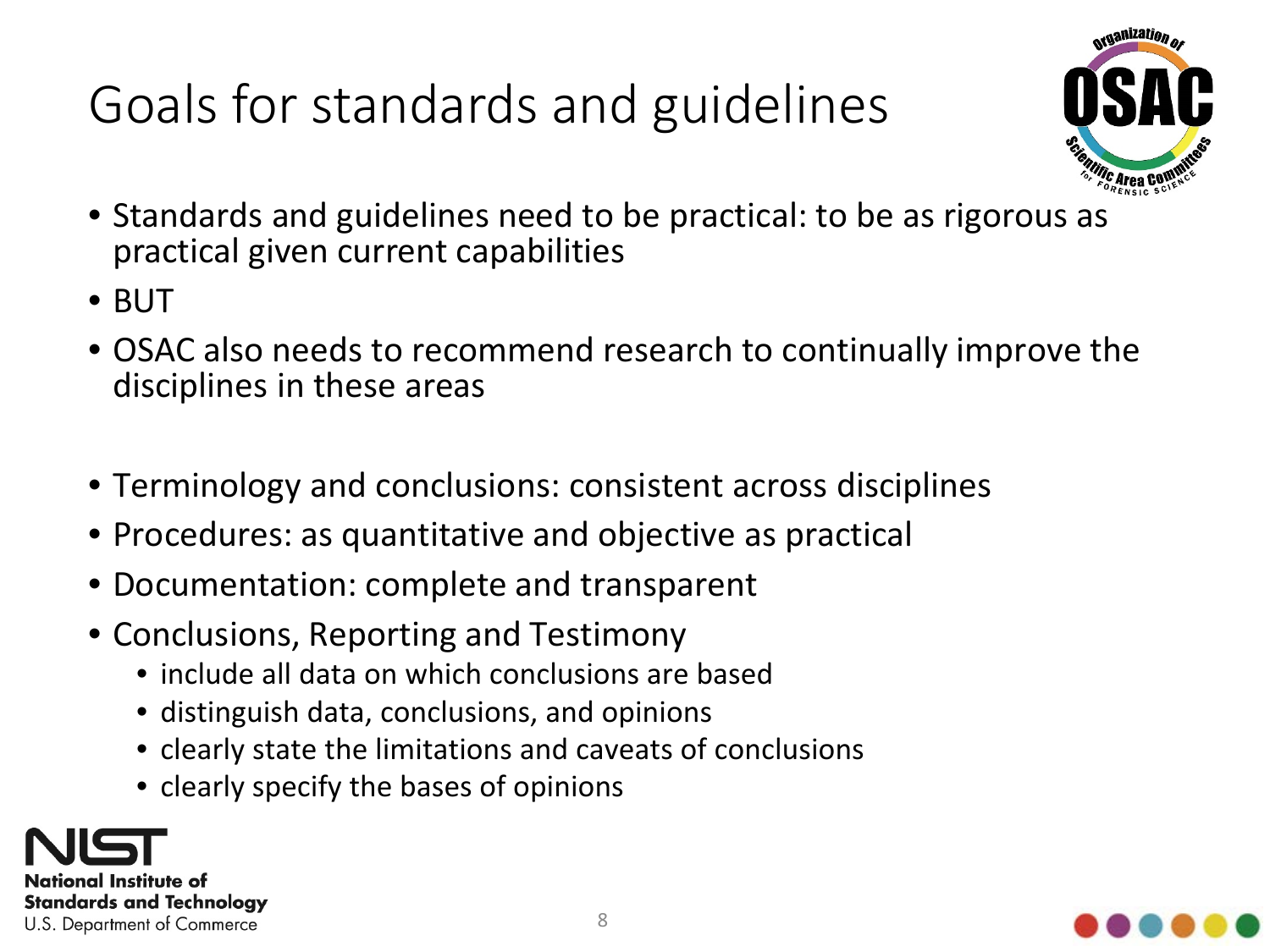# Goals for standards and guidelines

- Standards and guidelines need to be practical: to be as rigorous as practical given current capabilities
- BUT
- OSAC also needs to recommend research to continually improve the disciplines in these areas

- Terminology and conclusions: consistent across disciplines
- Procedures: as quantitative and objective as practical
- Documentation: complete and transparent
- Conclusions, Reporting and Testimony
  - include all data on which conclusions are based
  - distinguish data, conclusions, and opinions
  - clearly state the limitations and caveats of conclusions
  - clearly specify the bases of opinions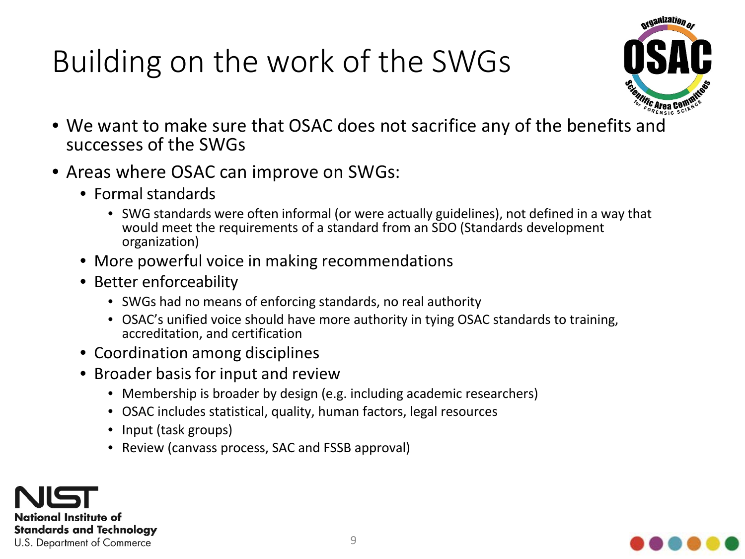# Building on the work of the SWGs

- We want to make sure that OSAC does not sacrifice any of the benefits and successes of the SWGs
- Areas where OSAC can improve on SWGs:
  - Formal standards
    - SWG standards were often informal (or were actually guidelines), not defined in a way that would meet the requirements of a standard from an SDO (Standards development organization)
  - More powerful voice in making recommendations
  - Better enforceability
    - SWGs had no means of enforcing standards, no real authority
    - OSAC's unified voice should have more authority in tying OSAC standards to training, accreditation, and certification
  - Coordination among disciplines
  - Broader basis for input and review
    - Membership is broader by design (e.g. including academic researchers)
    - OSAC includes statistical, quality, human factors, legal resources
    - Input (task groups)
    - Review (canvass process, SAC and FSSB approval)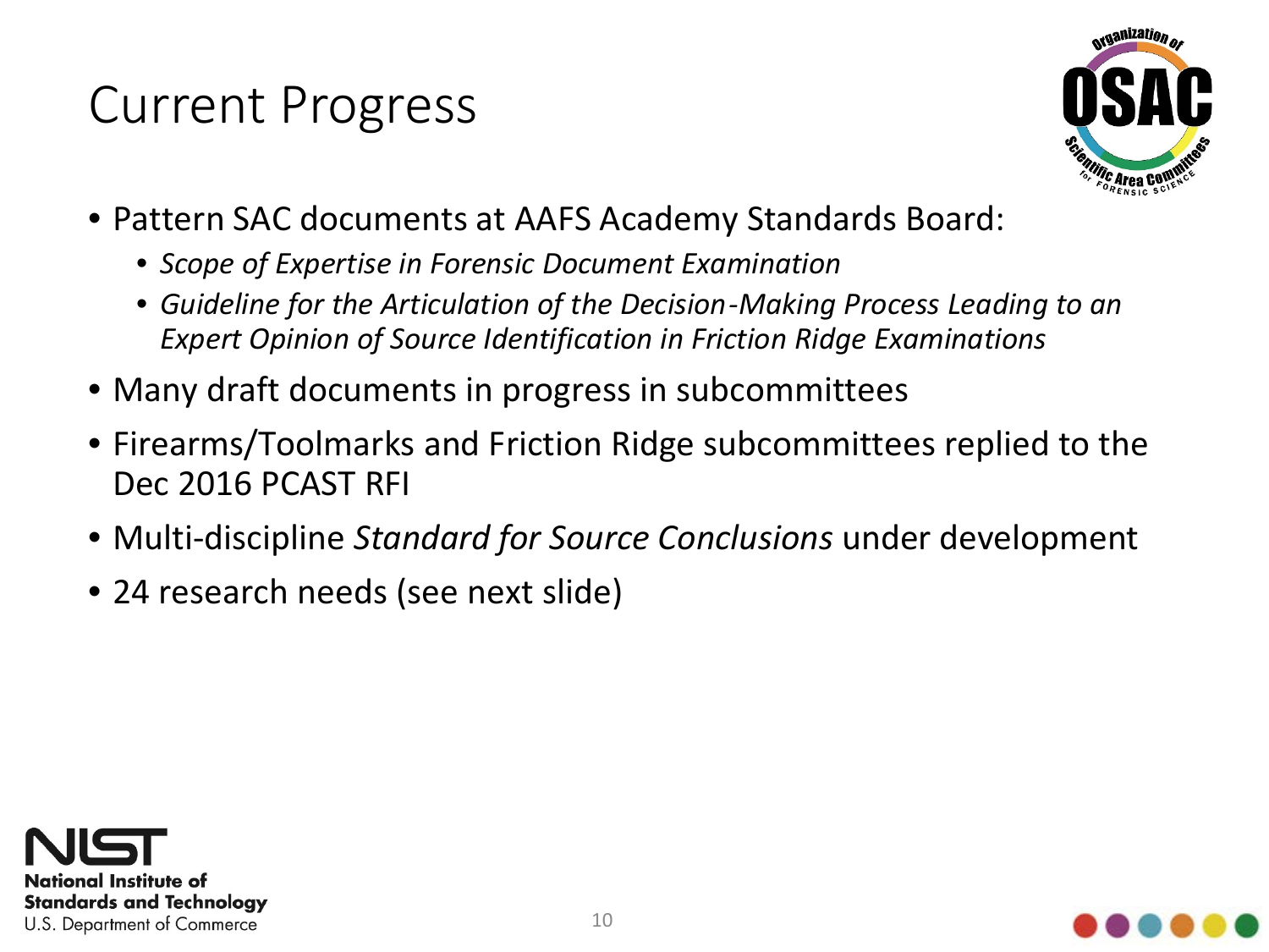# Current Progress

- Pattern SAC documents at AAFS Academy Standards Board:
  - *Scope of Expertise in Forensic Document Examination*
  - *Guideline for the Articulation of the Decision-Making Process Leading to an Expert Opinion of Source Identification in Friction Ridge Examinations*
- Many draft documents in progress in subcommittees
- Firearms/Toolmarks and Friction Ridge subcommittees replied to the Dec 2016 PCAST RFI
- Multi-discipline *Standard for Source Conclusions* under development
- 24 research needs (see next slide)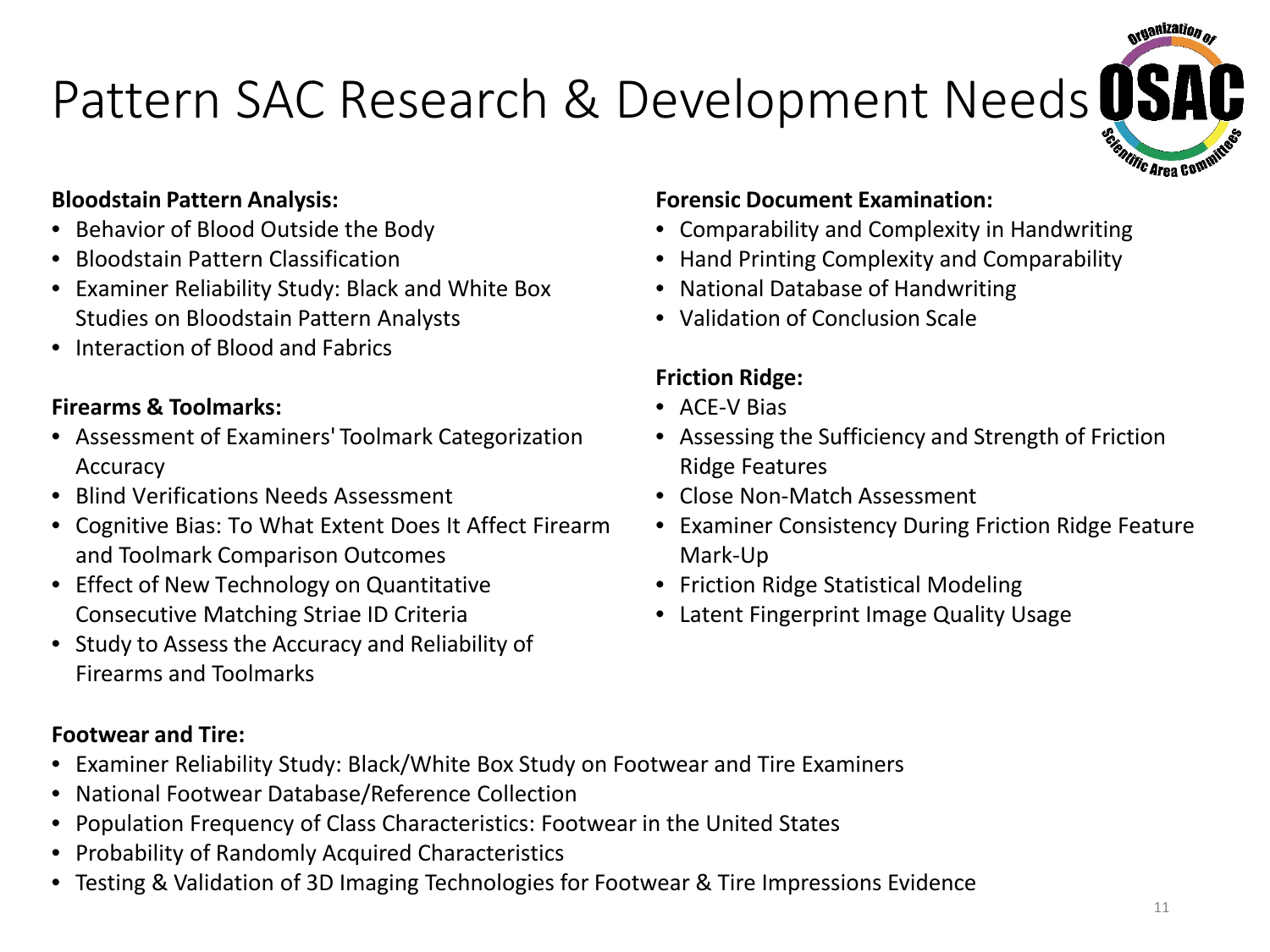# Pattern SAC Research & Development Needs

**Bloodstain Pattern Analysis:**

- Behavior of Blood Outside the Body
- Bloodstain Pattern Classification
- Examiner Reliability Study: Black and White Box Studies on Bloodstain Pattern Analysts
- Interaction of Blood and Fabrics

**Firearms & Toolmarks:**

- Assessment of Examiners' Toolmark Categorization Accuracy
- Blind Verifications Needs Assessment
- Cognitive Bias: To What Extent Does It Affect Firearm and Toolmark Comparison Outcomes
- Effect of New Technology on Quantitative Consecutive Matching Striae ID Criteria
- Study to Assess the Accuracy and Reliability of Firearms and Toolmarks

**Forensic Document Examination:**

- Comparability and Complexity in Handwriting
- Hand Printing Complexity and Comparability
- National Database of Handwriting
- Validation of Conclusion Scale

**Friction Ridge:**

- ACE-V Bias
- Assessing the Sufficiency and Strength of Friction Ridge Features
- Close Non-Match Assessment
- Examiner Consistency During Friction Ridge Feature Mark-Up
- Friction Ridge Statistical Modeling
- Latent Fingerprint Image Quality Usage

**Footwear and Tire:**

- Examiner Reliability Study: Black/White Box Study on Footwear and Tire Examiners
- National Footwear Database/Reference Collection
- Population Frequency of Class Characteristics: Footwear in the United States
- Probability of Randomly Acquired Characteristics
- Testing & Validation of 3D Imaging Technologies for Footwear & Tire Impressions Evidence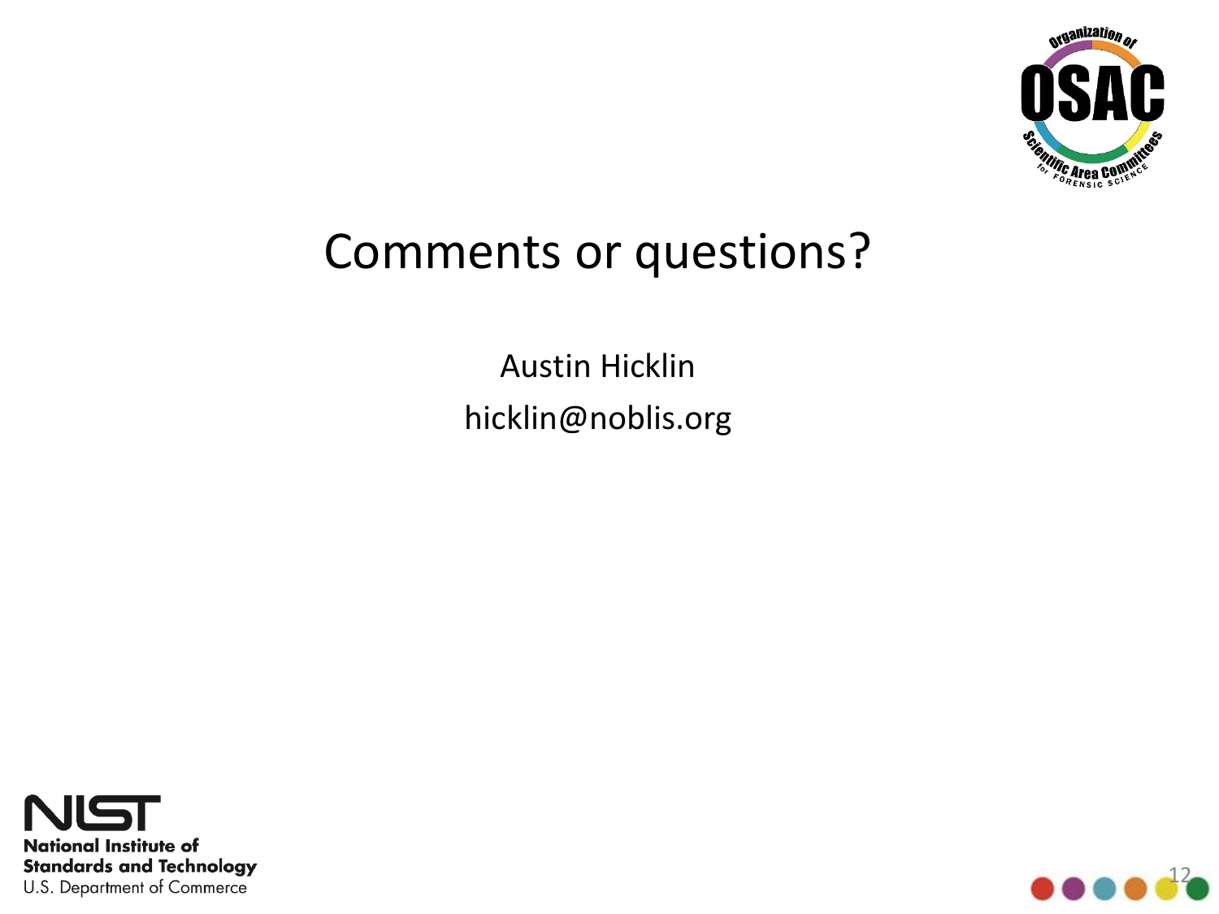# Comments or questions?

Austin Hicklin

hicklin@noblis.org